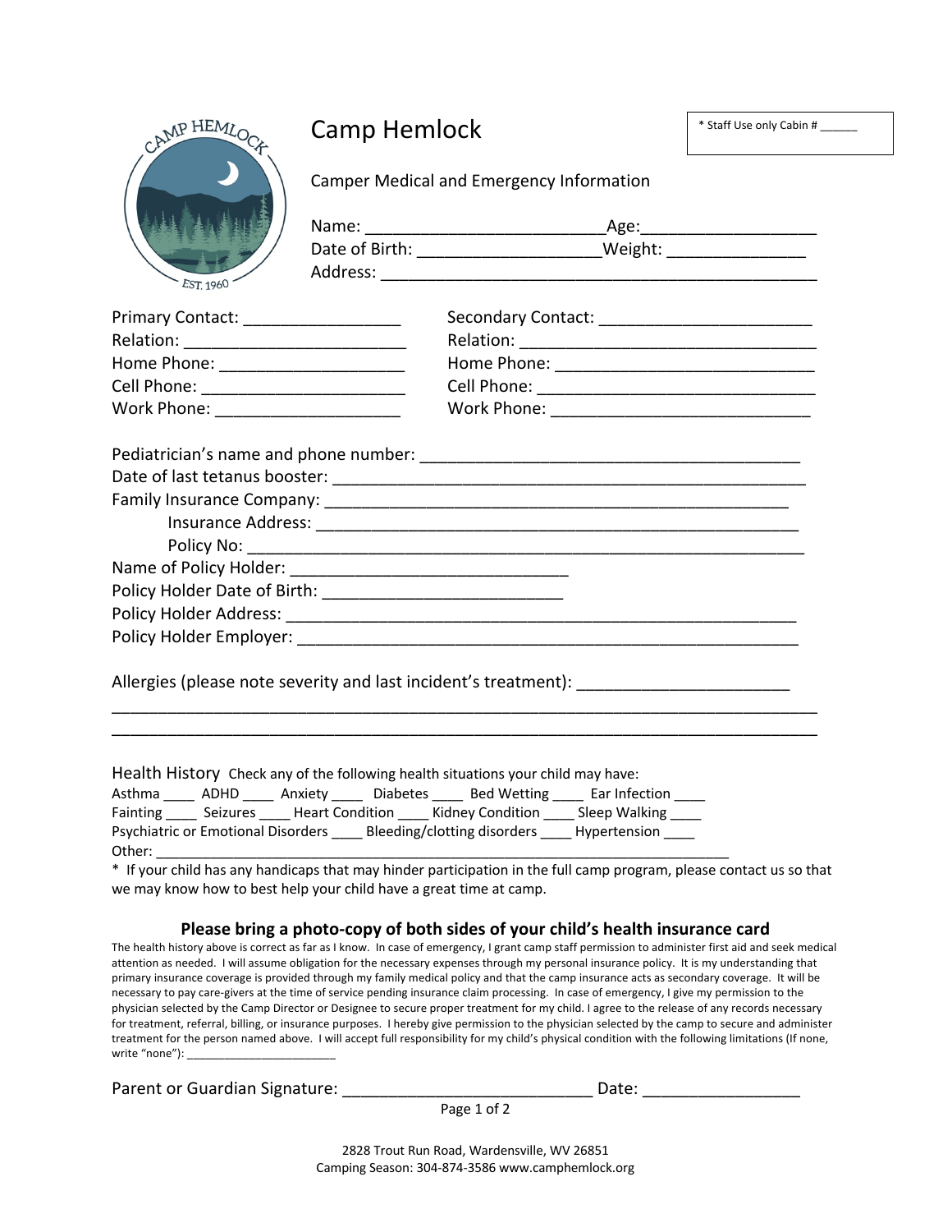# Camp Hemlock

* Staff Use only Cabin # ______

Camper Medical and Emergency Information

Name: _________________________Age:__________________

Date of Birth: ___________________Weight: ______________

Address: ______________________________________________

Primary Contact: ________________

Relation: ______________________

Home Phone: ___________________

Cell Phone: _____________________

Work Phone: ___________________

Secondary Contact: ______________________

Relation: ______________________________

Home Phone: ___________________________

Cell Phone: ____________________________

Work Phone: ___________________________

Pediatrician's name and phone number: ________________________________________

Date of last tetanus booster: ____________________________________________________

Family Insurance Company: _____________________________________________________

Insurance Address: ____________________________________________________

Policy No: ________________________________________________________

Name of Policy Holder: _____________________________

Policy Holder Date of Birth: _________________________

Policy Holder Address: _________________________________________________________

Policy Holder Employer: ________________________________________________________

Allergies (please note severity and last incident's treatment): ______________________

______________________________________________________________________________

______________________________________________________________________________

Health History Check any of the following health situations your child may have:

Asthma ____ ADHD ____ Anxiety ____ Diabetes ____ Bed Wetting ____ Ear Infection ____

Fainting ____ Seizures ____ Heart Condition ____ Kidney Condition ____ Sleep Walking ____

Psychiatric or Emotional Disorders ____ Bleeding/clotting disorders ____ Hypertension ____

Other: ____________________________________________________________________

* If your child has any handicaps that may hinder participation in the full camp program, please contact us so that we may know how to best help your child have a great time at camp.

**Please bring a photo-copy of both sides of your child's health insurance card**

The health history above is correct as far as I know. In case of emergency, I grant camp staff permission to administer first aid and seek medical attention as needed. I will assume obligation for the necessary expenses through my personal insurance policy. It is my understanding that primary insurance coverage is provided through my family medical policy and that the camp insurance acts as secondary coverage. It will be necessary to pay care-givers at the time of service pending insurance claim processing. In case of emergency, I give my permission to the physician selected by the Camp Director or Designee to secure proper treatment for my child. I agree to the release of any records necessary for treatment, referral, billing, or insurance purposes. I hereby give permission to the physician selected by the camp to secure and administer treatment for the person named above. I will accept full responsibility for my child's physical condition with the following limitations (If none, write "none"): _______________________

Parent or Guardian Signature: ___________________________ Date: ________________

2828 Trout Run Road, Wardensville, WV 26851

Camping Season: 304-874-3586 www.camphemlock.org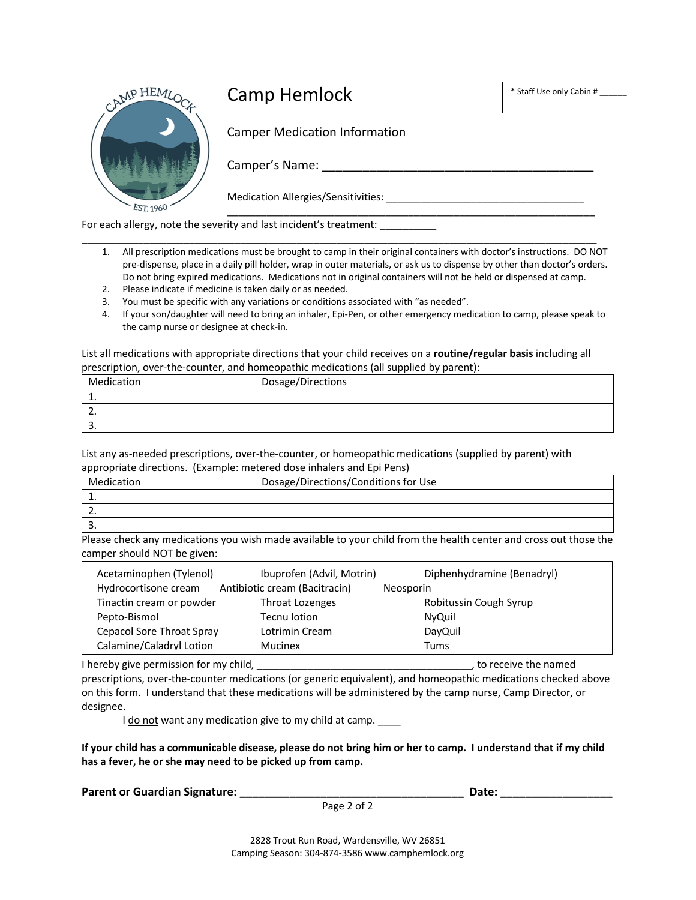# Camp Hemlock

\* Staff Use only Cabin # ______

Camper Medication Information

Camper's Name: ___________________________________________

Medication Allergies/Sensitivities: __________________________________
_________________________________________________________________

For each allergy, note the severity and last incident's treatment: __________
_________________________________________________________________________________________

1. All prescription medications must be brought to camp in their original containers with doctor's instructions. DO NOT pre-dispense, place in a daily pill holder, wrap in outer materials, or ask us to dispense by other than doctor's orders. Do not bring expired medications. Medications not in original containers will not be held or dispensed at camp.
2. Please indicate if medicine is taken daily or as needed.
3. You must be specific with any variations or conditions associated with "as needed".
4. If your son/daughter will need to bring an inhaler, Epi-Pen, or other emergency medication to camp, please speak to the camp nurse or designee at check-in.

List all medications with appropriate directions that your child receives on a **routine/regular basis** including all prescription, over-the-counter, and homeopathic medications (all supplied by parent):

| Medication | Dosage/Directions |
|---|---|
| 1. | |
| 2. | |
| 3. | |

List any as-needed prescriptions, over-the-counter, or homeopathic medications (supplied by parent) with appropriate directions. (Example: metered dose inhalers and Epi Pens)

| Medication | Dosage/Directions/Conditions for Use |
|---|---|
| 1. | |
| 2. | |
| 3. | |

Please check any medications you wish made available to your child from the health center and cross out those the camper should <u>NOT</u> be given:

| | | |
|---|---|---|
| Acetaminophen (Tylenol) | Ibuprofen (Advil, Motrin) | Diphenhydramine (Benadryl) |
| Hydrocortisone cream | Antibiotic cream (Bacitracin) | Neosporin |
| Tinactin cream or powder | Throat Lozenges | Robitussin Cough Syrup |
| Pepto-Bismol | Tecnu lotion | NyQuil |
| Cepacol Sore Throat Spray | Lotrimin Cream | DayQuil |
| Calamine/Caladryl Lotion | Mucinex | Tums |

I hereby give permission for my child, ______________________________________, to receive the named prescriptions, over-the-counter medications (or generic equivalent), and homeopathic medications checked above on this form. I understand that these medications will be administered by the camp nurse, Camp Director, or designee.

I <u>do not</u> want any medication give to my child at camp. ____

**If your child has a communicable disease, please do not bring him or her to camp. I understand that if my child has a fever, he or she may need to be picked up from camp.**

**Parent or Guardian Signature: ____________________________________ Date: __________________**

2828 Trout Run Road, Wardensville, WV 26851
Camping Season: 304-874-3586 www.camphemlock.org